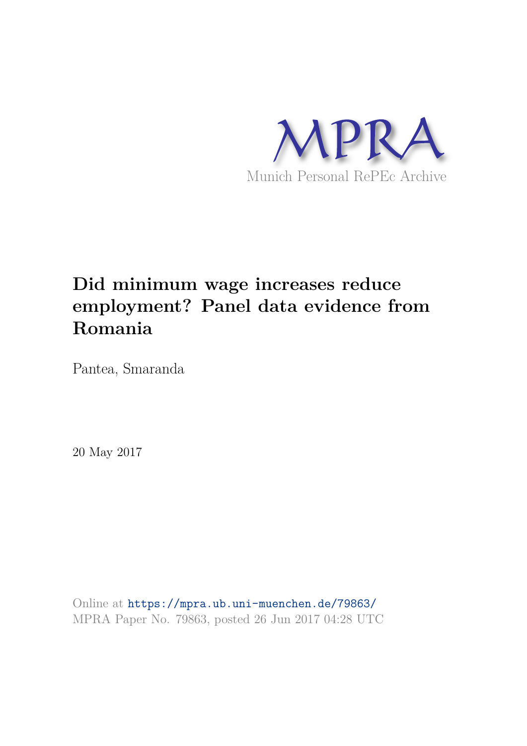MPRA

Munich Personal RePEc Archive

# Did minimum wage increases reduce employment? Panel data evidence from Romania

Pantea, Smaranda

20 May 2017

Online at https://mpra.ub.uni-muenchen.de/79863/
MPRA Paper No. 79863, posted 26 Jun 2017 04:28 UTC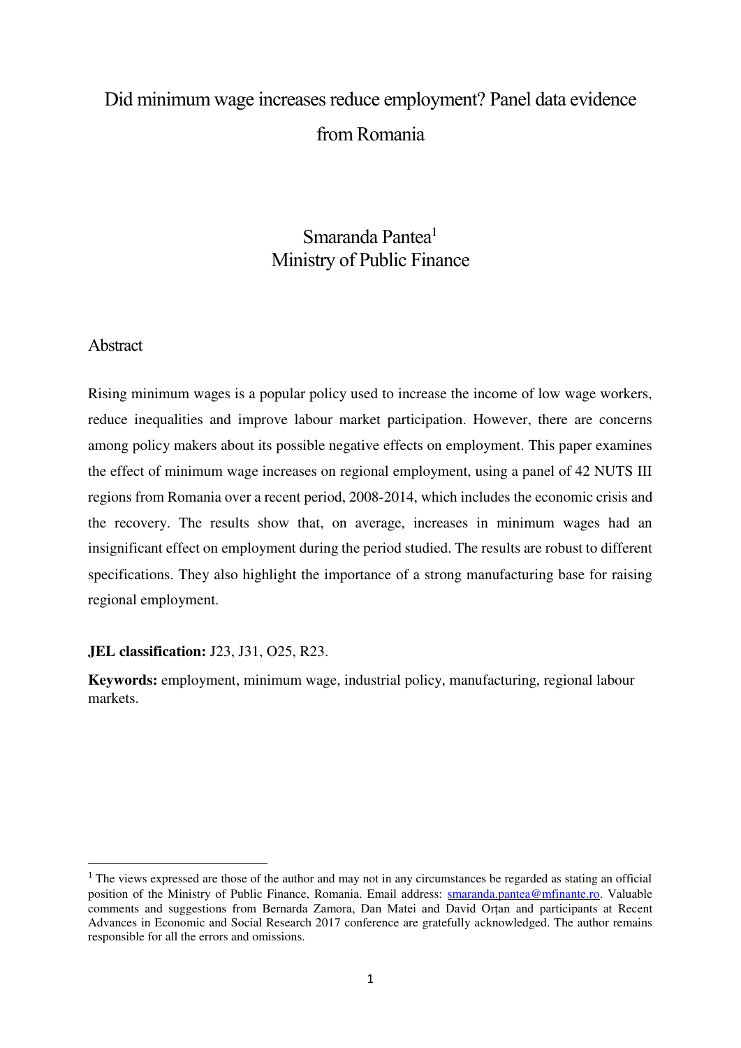Did minimum wage increases reduce employment? Panel data evidence from Romania

Smaranda Pantea[1]
Ministry of Public Finance

## Abstract

Rising minimum wages is a popular policy used to increase the income of low wage workers, reduce inequalities and improve labour market participation. However, there are concerns among policy makers about its possible negative effects on employment. This paper examines the effect of minimum wage increases on regional employment, using a panel of 42 NUTS III regions from Romania over a recent period, 2008-2014, which includes the economic crisis and the recovery. The results show that, on average, increases in minimum wages had an insignificant effect on employment during the period studied. The results are robust to different specifications. They also highlight the importance of a strong manufacturing base for raising regional employment.

**JEL classification:** J23, J31, O25, R23.

**Keywords:** employment, minimum wage, industrial policy, manufacturing, regional labour markets.

[1] The views expressed are those of the author and may not in any circumstances be regarded as stating an official position of the Ministry of Public Finance, Romania. Email address: smaranda.pantea@mfinante.ro. Valuable comments and suggestions from Bernarda Zamora, Dan Matei and David Orțan and participants at Recent Advances in Economic and Social Research 2017 conference are gratefully acknowledged. The author remains responsible for all the errors and omissions.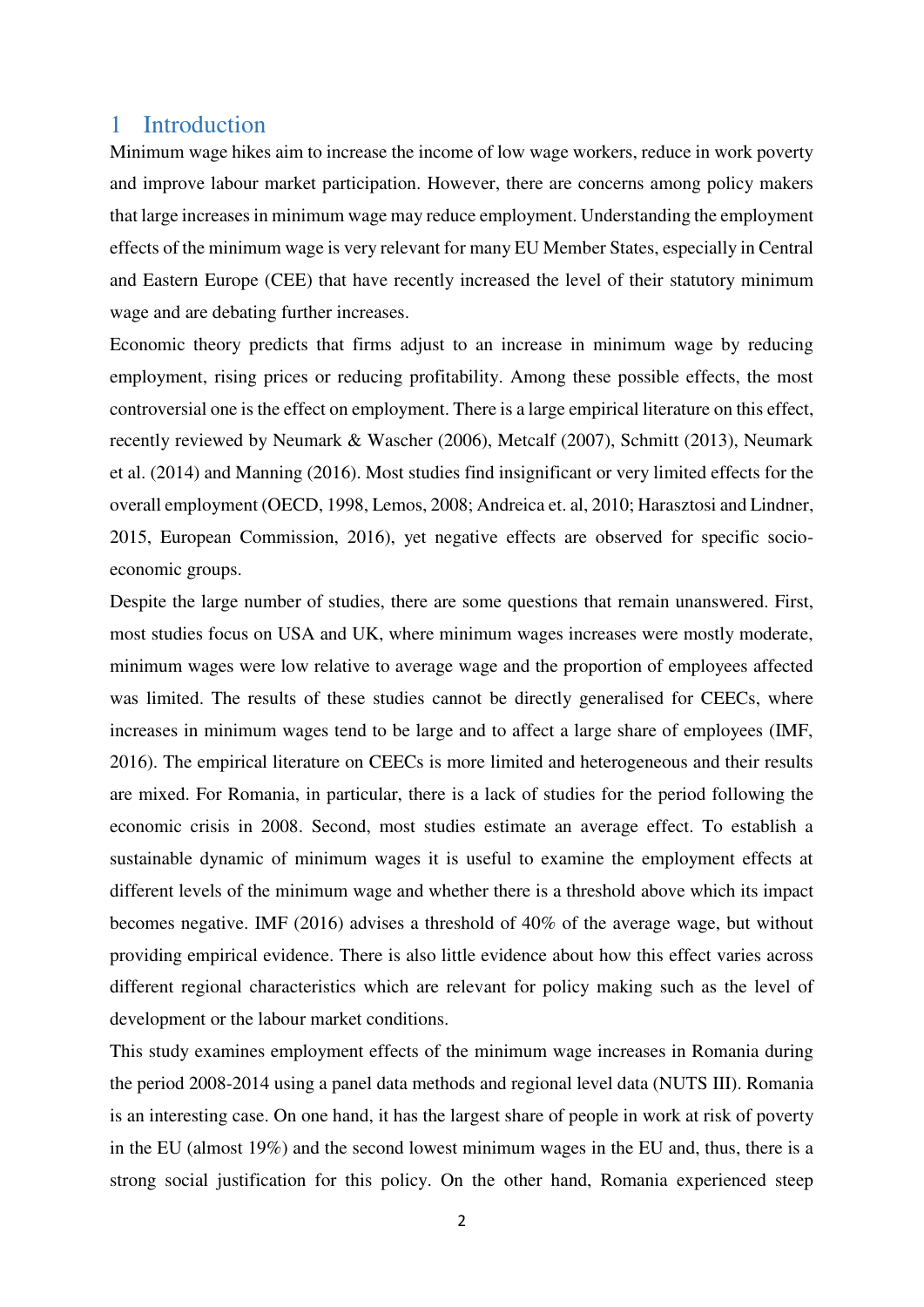# 1 Introduction

Minimum wage hikes aim to increase the income of low wage workers, reduce in work poverty and improve labour market participation. However, there are concerns among policy makers that large increases in minimum wage may reduce employment. Understanding the employment effects of the minimum wage is very relevant for many EU Member States, especially in Central and Eastern Europe (CEE) that have recently increased the level of their statutory minimum wage and are debating further increases.

Economic theory predicts that firms adjust to an increase in minimum wage by reducing employment, rising prices or reducing profitability. Among these possible effects, the most controversial one is the effect on employment. There is a large empirical literature on this effect, recently reviewed by Neumark & Wascher (2006), Metcalf (2007), Schmitt (2013), Neumark et al. (2014) and Manning (2016). Most studies find insignificant or very limited effects for the overall employment (OECD, 1998, Lemos, 2008; Andreica et. al, 2010; Harasztosi and Lindner, 2015, European Commission, 2016), yet negative effects are observed for specific socio-economic groups.

Despite the large number of studies, there are some questions that remain unanswered. First, most studies focus on USA and UK, where minimum wages increases were mostly moderate, minimum wages were low relative to average wage and the proportion of employees affected was limited. The results of these studies cannot be directly generalised for CEECs, where increases in minimum wages tend to be large and to affect a large share of employees (IMF, 2016). The empirical literature on CEECs is more limited and heterogeneous and their results are mixed. For Romania, in particular, there is a lack of studies for the period following the economic crisis in 2008. Second, most studies estimate an average effect. To establish a sustainable dynamic of minimum wages it is useful to examine the employment effects at different levels of the minimum wage and whether there is a threshold above which its impact becomes negative. IMF (2016) advises a threshold of 40% of the average wage, but without providing empirical evidence. There is also little evidence about how this effect varies across different regional characteristics which are relevant for policy making such as the level of development or the labour market conditions.

This study examines employment effects of the minimum wage increases in Romania during the period 2008-2014 using a panel data methods and regional level data (NUTS III). Romania is an interesting case. On one hand, it has the largest share of people in work at risk of poverty in the EU (almost 19%) and the second lowest minimum wages in the EU and, thus, there is a strong social justification for this policy. On the other hand, Romania experienced steep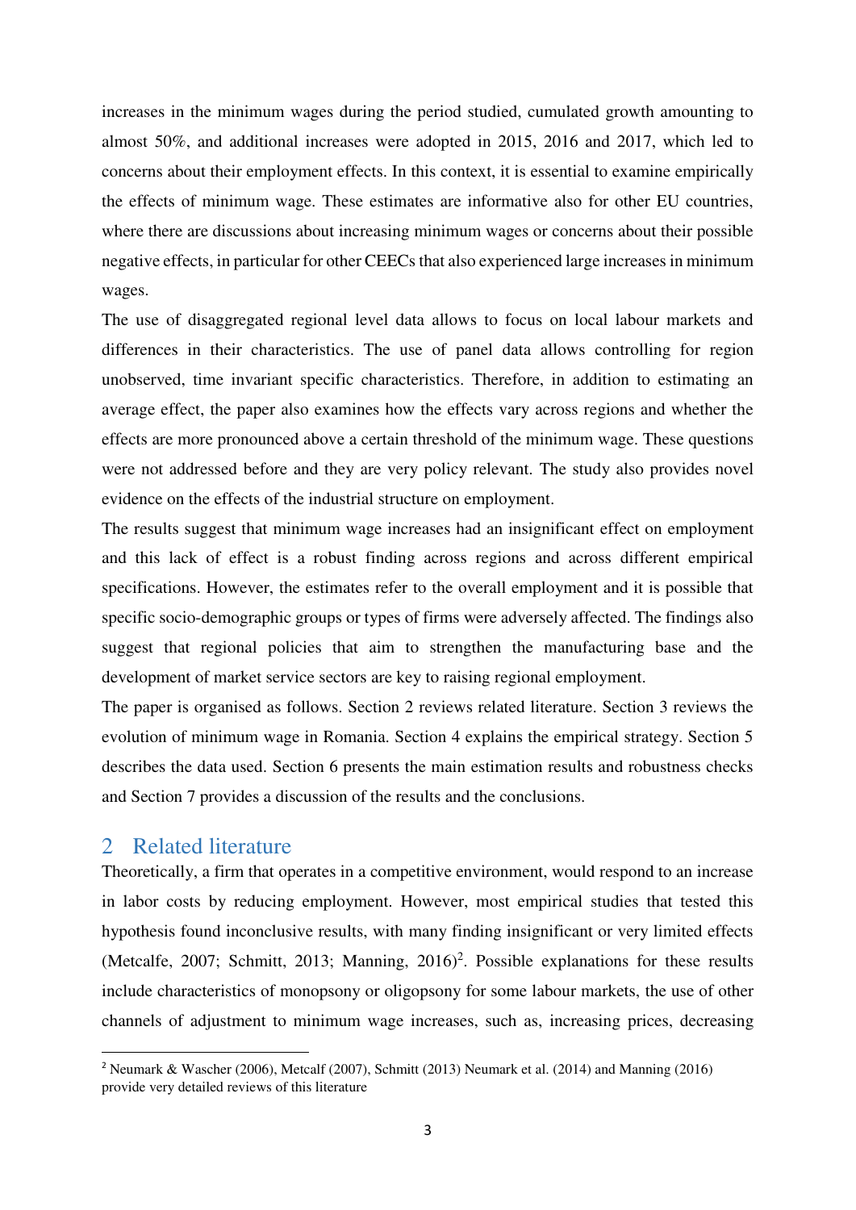increases in the minimum wages during the period studied, cumulated growth amounting to almost 50%, and additional increases were adopted in 2015, 2016 and 2017, which led to concerns about their employment effects. In this context, it is essential to examine empirically the effects of minimum wage. These estimates are informative also for other EU countries, where there are discussions about increasing minimum wages or concerns about their possible negative effects, in particular for other CEECs that also experienced large increases in minimum wages.

The use of disaggregated regional level data allows to focus on local labour markets and differences in their characteristics. The use of panel data allows controlling for region unobserved, time invariant specific characteristics. Therefore, in addition to estimating an average effect, the paper also examines how the effects vary across regions and whether the effects are more pronounced above a certain threshold of the minimum wage. These questions were not addressed before and they are very policy relevant. The study also provides novel evidence on the effects of the industrial structure on employment.

The results suggest that minimum wage increases had an insignificant effect on employment and this lack of effect is a robust finding across regions and across different empirical specifications. However, the estimates refer to the overall employment and it is possible that specific socio-demographic groups or types of firms were adversely affected. The findings also suggest that regional policies that aim to strengthen the manufacturing base and the development of market service sectors are key to raising regional employment.

The paper is organised as follows. Section 2 reviews related literature. Section 3 reviews the evolution of minimum wage in Romania. Section 4 explains the empirical strategy. Section 5 describes the data used. Section 6 presents the main estimation results and robustness checks and Section 7 provides a discussion of the results and the conclusions.

## 2 Related literature

Theoretically, a firm that operates in a competitive environment, would respond to an increase in labor costs by reducing employment. However, most empirical studies that tested this hypothesis found inconclusive results, with many finding insignificant or very limited effects (Metcalfe, 2007; Schmitt, 2013; Manning, 2016)[2]. Possible explanations for these results include characteristics of monopsony or oligopsony for some labour markets, the use of other channels of adjustment to minimum wage increases, such as, increasing prices, decreasing

[2] Neumark & Wascher (2006), Metcalf (2007), Schmitt (2013) Neumark et al. (2014) and Manning (2016) provide very detailed reviews of this literature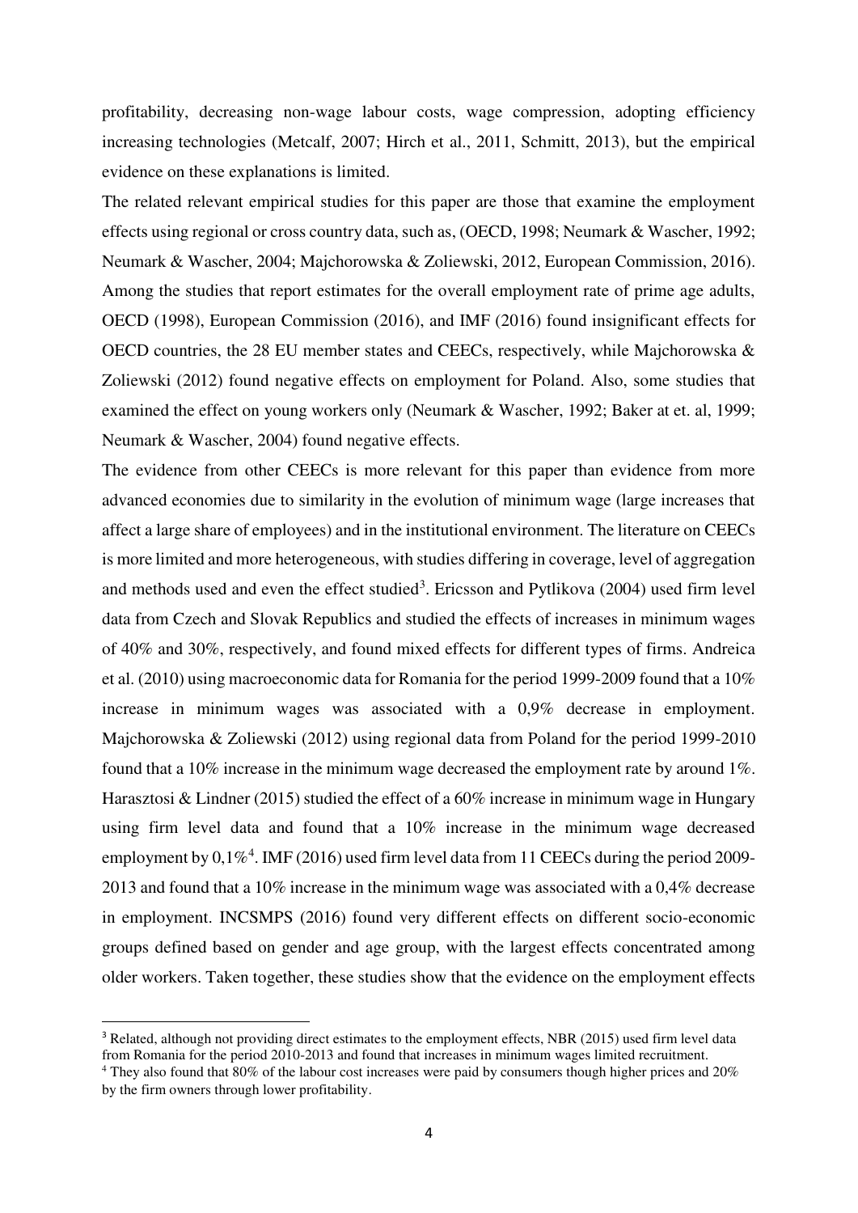profitability, decreasing non-wage labour costs, wage compression, adopting efficiency increasing technologies (Metcalf, 2007; Hirch et al., 2011, Schmitt, 2013), but the empirical evidence on these explanations is limited.

The related relevant empirical studies for this paper are those that examine the employment effects using regional or cross country data, such as, (OECD, 1998; Neumark & Wascher, 1992; Neumark & Wascher, 2004; Majchorowska & Zoliewski, 2012, European Commission, 2016). Among the studies that report estimates for the overall employment rate of prime age adults, OECD (1998), European Commission (2016), and IMF (2016) found insignificant effects for OECD countries, the 28 EU member states and CEECs, respectively, while Majchorowska & Zoliewski (2012) found negative effects on employment for Poland. Also, some studies that examined the effect on young workers only (Neumark & Wascher, 1992; Baker at et. al, 1999; Neumark & Wascher, 2004) found negative effects.

The evidence from other CEECs is more relevant for this paper than evidence from more advanced economies due to similarity in the evolution of minimum wage (large increases that affect a large share of employees) and in the institutional environment. The literature on CEECs is more limited and more heterogeneous, with studies differing in coverage, level of aggregation and methods used and even the effect studied[3]. Ericsson and Pytlikova (2004) used firm level data from Czech and Slovak Republics and studied the effects of increases in minimum wages of 40% and 30%, respectively, and found mixed effects for different types of firms. Andreica et al. (2010) using macroeconomic data for Romania for the period 1999-2009 found that a 10% increase in minimum wages was associated with a 0,9% decrease in employment. Majchorowska & Zoliewski (2012) using regional data from Poland for the period 1999-2010 found that a 10% increase in the minimum wage decreased the employment rate by around 1%. Harasztosi & Lindner (2015) studied the effect of a 60% increase in minimum wage in Hungary using firm level data and found that a 10% increase in the minimum wage decreased employment by 0,1%[4]. IMF (2016) used firm level data from 11 CEECs during the period 2009-2013 and found that a 10% increase in the minimum wage was associated with a 0,4% decrease in employment. INCSMPS (2016) found very different effects on different socio-economic groups defined based on gender and age group, with the largest effects concentrated among older workers. Taken together, these studies show that the evidence on the employment effects

---

[3] Related, although not providing direct estimates to the employment effects, NBR (2015) used firm level data from Romania for the period 2010-2013 and found that increases in minimum wages limited recruitment.

[4] They also found that 80% of the labour cost increases were paid by consumers though higher prices and 20% by the firm owners through lower profitability.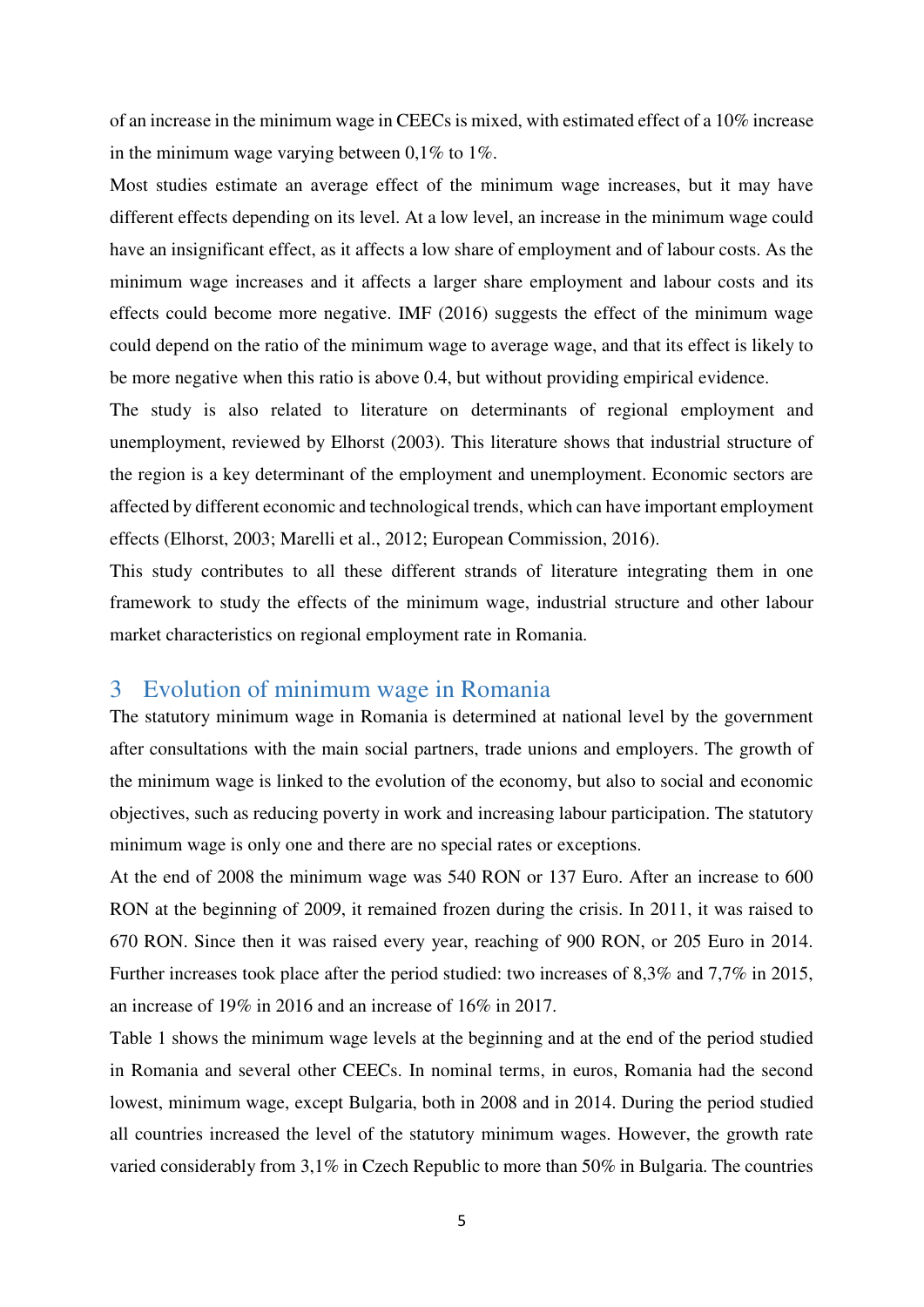of an increase in the minimum wage in CEECs is mixed, with estimated effect of a 10% increase in the minimum wage varying between 0,1% to 1%.

Most studies estimate an average effect of the minimum wage increases, but it may have different effects depending on its level. At a low level, an increase in the minimum wage could have an insignificant effect, as it affects a low share of employment and of labour costs. As the minimum wage increases and it affects a larger share employment and labour costs and its effects could become more negative. IMF (2016) suggests the effect of the minimum wage could depend on the ratio of the minimum wage to average wage, and that its effect is likely to be more negative when this ratio is above 0.4, but without providing empirical evidence.

The study is also related to literature on determinants of regional employment and unemployment, reviewed by Elhorst (2003). This literature shows that industrial structure of the region is a key determinant of the employment and unemployment. Economic sectors are affected by different economic and technological trends, which can have important employment effects (Elhorst, 2003; Marelli et al., 2012; European Commission, 2016).

This study contributes to all these different strands of literature integrating them in one framework to study the effects of the minimum wage, industrial structure and other labour market characteristics on regional employment rate in Romania.

## 3 Evolution of minimum wage in Romania

The statutory minimum wage in Romania is determined at national level by the government after consultations with the main social partners, trade unions and employers. The growth of the minimum wage is linked to the evolution of the economy, but also to social and economic objectives, such as reducing poverty in work and increasing labour participation. The statutory minimum wage is only one and there are no special rates or exceptions.

At the end of 2008 the minimum wage was 540 RON or 137 Euro. After an increase to 600 RON at the beginning of 2009, it remained frozen during the crisis. In 2011, it was raised to 670 RON. Since then it was raised every year, reaching of 900 RON, or 205 Euro in 2014. Further increases took place after the period studied: two increases of 8,3% and 7,7% in 2015, an increase of 19% in 2016 and an increase of 16% in 2017.

Table 1 shows the minimum wage levels at the beginning and at the end of the period studied in Romania and several other CEECs. In nominal terms, in euros, Romania had the second lowest, minimum wage, except Bulgaria, both in 2008 and in 2014. During the period studied all countries increased the level of the statutory minimum wages. However, the growth rate varied considerably from 3,1% in Czech Republic to more than 50% in Bulgaria. The countries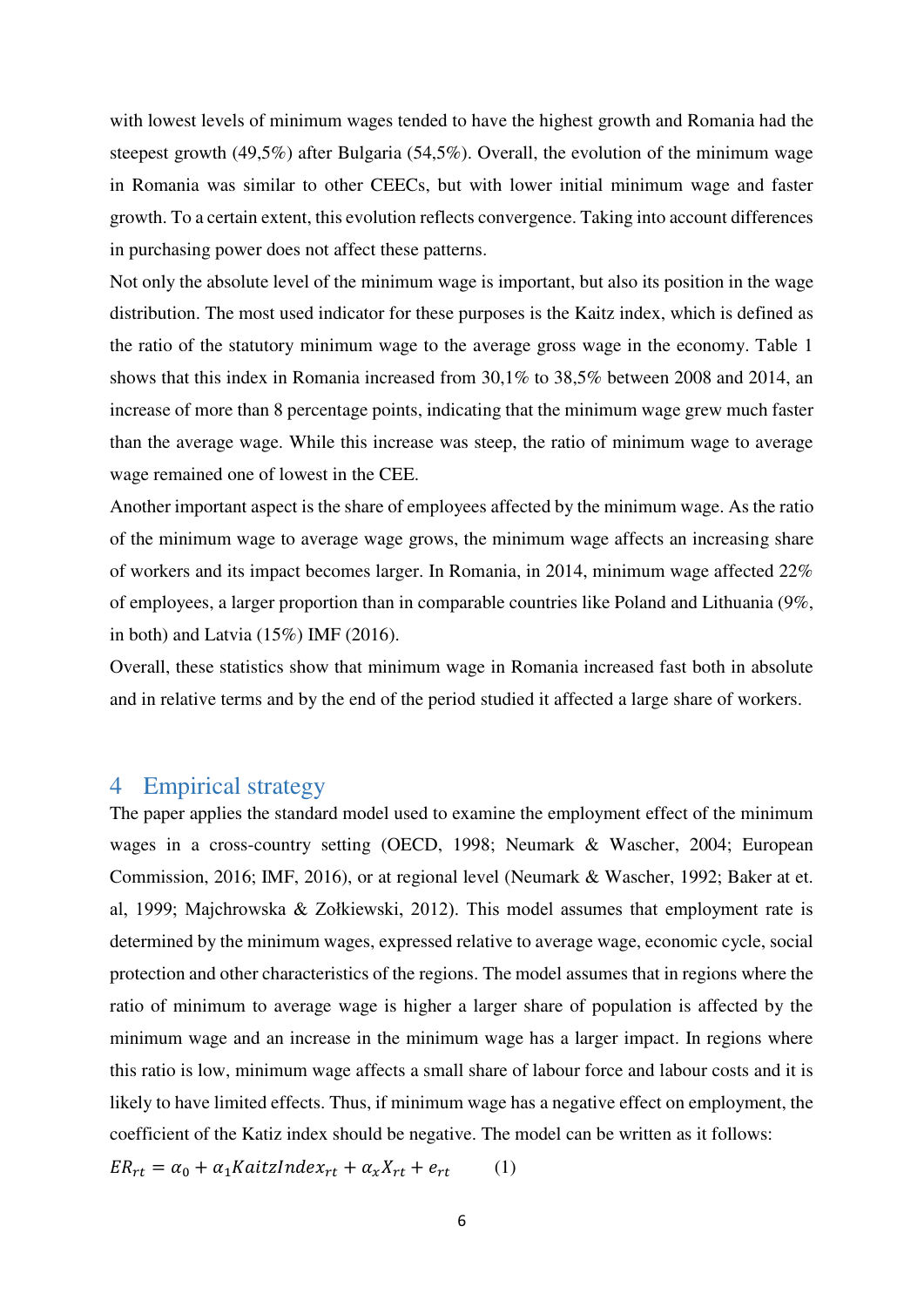with lowest levels of minimum wages tended to have the highest growth and Romania had the steepest growth (49,5%) after Bulgaria (54,5%). Overall, the evolution of the minimum wage in Romania was similar to other CEECs, but with lower initial minimum wage and faster growth. To a certain extent, this evolution reflects convergence. Taking into account differences in purchasing power does not affect these patterns.

Not only the absolute level of the minimum wage is important, but also its position in the wage distribution. The most used indicator for these purposes is the Kaitz index, which is defined as the ratio of the statutory minimum wage to the average gross wage in the economy. Table 1 shows that this index in Romania increased from 30,1% to 38,5% between 2008 and 2014, an increase of more than 8 percentage points, indicating that the minimum wage grew much faster than the average wage. While this increase was steep, the ratio of minimum wage to average wage remained one of lowest in the CEE.

Another important aspect is the share of employees affected by the minimum wage. As the ratio of the minimum wage to average wage grows, the minimum wage affects an increasing share of workers and its impact becomes larger. In Romania, in 2014, minimum wage affected 22% of employees, a larger proportion than in comparable countries like Poland and Lithuania (9%, in both) and Latvia (15%) IMF (2016).

Overall, these statistics show that minimum wage in Romania increased fast both in absolute and in relative terms and by the end of the period studied it affected a large share of workers.

## 4 Empirical strategy

The paper applies the standard model used to examine the employment effect of the minimum wages in a cross-country setting (OECD, 1998; Neumark & Wascher, 2004; European Commission, 2016; IMF, 2016), or at regional level (Neumark & Wascher, 1992; Baker at et. al, 1999; Majchrowska & Zołkiewski, 2012). This model assumes that employment rate is determined by the minimum wages, expressed relative to average wage, economic cycle, social protection and other characteristics of the regions. The model assumes that in regions where the ratio of minimum to average wage is higher a larger share of population is affected by the minimum wage and an increase in the minimum wage has a larger impact. In regions where this ratio is low, minimum wage affects a small share of labour force and labour costs and it is likely to have limited effects. Thus, if minimum wage has a negative effect on employment, the coefficient of the Katiz index should be negative. The model can be written as it follows:

$$ER_{rt} = \alpha_0 + \alpha_1 KaitzIndex_{rt} + \alpha_x X_{rt} + e_{rt} \qquad (1)$$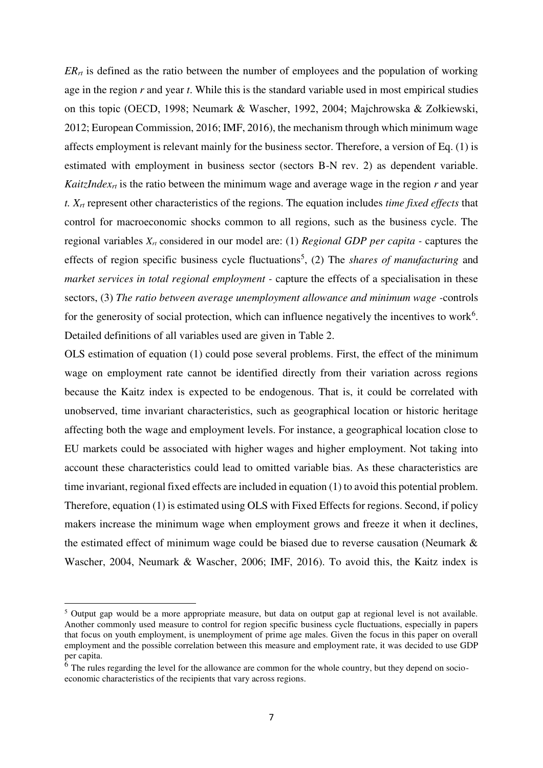$ER_{rt}$ is defined as the ratio between the number of employees and the population of working age in the region $r$ and year $t$. While this is the standard variable used in most empirical studies on this topic (OECD, 1998; Neumark & Wascher, 1992, 2004; Majchrowska & Zołkiewski, 2012; European Commission, 2016; IMF, 2016), the mechanism through which minimum wage affects employment is relevant mainly for the business sector. Therefore, a version of Eq. (1) is estimated with employment in business sector (sectors B-N rev. 2) as dependent variable. $KaitzIndex_{rt}$ is the ratio between the minimum wage and average wage in the region $r$ and year $t$. $X_{rt}$ represent other characteristics of the regions. The equation includes *time fixed effects* that control for macroeconomic shocks common to all regions, such as the business cycle. The regional variables $X_{rt}$ considered in our model are: (1) *Regional GDP per capita* - captures the effects of region specific business cycle fluctuations[5], (2) The *shares of manufacturing* and *market services in total regional employment* - capture the effects of a specialisation in these sectors, (3) *The ratio between average unemployment allowance and minimum wage* -controls for the generosity of social protection, which can influence negatively the incentives to work[6]. Detailed definitions of all variables used are given in Table 2.

OLS estimation of equation (1) could pose several problems. First, the effect of the minimum wage on employment rate cannot be identified directly from their variation across regions because the Kaitz index is expected to be endogenous. That is, it could be correlated with unobserved, time invariant characteristics, such as geographical location or historic heritage affecting both the wage and employment levels. For instance, a geographical location close to EU markets could be associated with higher wages and higher employment. Not taking into account these characteristics could lead to omitted variable bias. As these characteristics are time invariant, regional fixed effects are included in equation (1) to avoid this potential problem. Therefore, equation (1) is estimated using OLS with Fixed Effects for regions. Second, if policy makers increase the minimum wage when employment grows and freeze it when it declines, the estimated effect of minimum wage could be biased due to reverse causation (Neumark & Wascher, 2004, Neumark & Wascher, 2006; IMF, 2016). To avoid this, the Kaitz index is

[5] Output gap would be a more appropriate measure, but data on output gap at regional level is not available. Another commonly used measure to control for region specific business cycle fluctuations, especially in papers that focus on youth employment, is unemployment of prime age males. Given the focus in this paper on overall employment and the possible correlation between this measure and employment rate, it was decided to use GDP per capita.

[6] The rules regarding the level for the allowance are common for the whole country, but they depend on socio-economic characteristics of the recipients that vary across regions.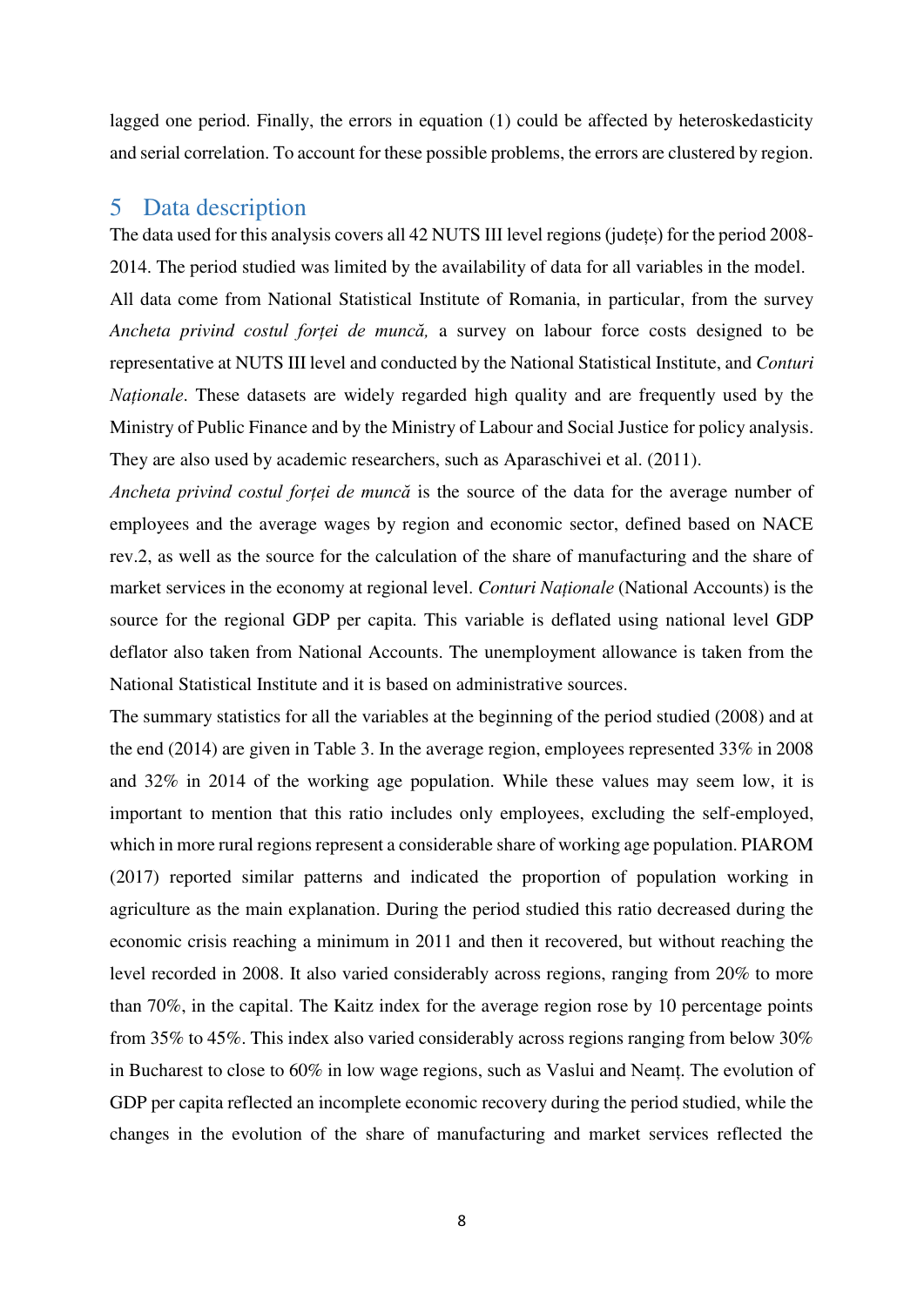lagged one period. Finally, the errors in equation (1) could be affected by heteroskedasticity and serial correlation. To account for these possible problems, the errors are clustered by region.

## 5 Data description

The data used for this analysis covers all 42 NUTS III level regions (județe) for the period 2008-2014. The period studied was limited by the availability of data for all variables in the model.

All data come from National Statistical Institute of Romania, in particular, from the survey *Ancheta privind costul forței de muncă,* a survey on labour force costs designed to be representative at NUTS III level and conducted by the National Statistical Institute, and *Conturi Naționale*. These datasets are widely regarded high quality and are frequently used by the Ministry of Public Finance and by the Ministry of Labour and Social Justice for policy analysis. They are also used by academic researchers, such as Aparaschivei et al. (2011).

*Ancheta privind costul forței de muncă* is the source of the data for the average number of employees and the average wages by region and economic sector, defined based on NACE rev.2, as well as the source for the calculation of the share of manufacturing and the share of market services in the economy at regional level. *Conturi Naționale* (National Accounts) is the source for the regional GDP per capita. This variable is deflated using national level GDP deflator also taken from National Accounts. The unemployment allowance is taken from the National Statistical Institute and it is based on administrative sources.

The summary statistics for all the variables at the beginning of the period studied (2008) and at the end (2014) are given in Table 3. In the average region, employees represented 33% in 2008 and 32% in 2014 of the working age population. While these values may seem low, it is important to mention that this ratio includes only employees, excluding the self-employed, which in more rural regions represent a considerable share of working age population. PIAROM (2017) reported similar patterns and indicated the proportion of population working in agriculture as the main explanation. During the period studied this ratio decreased during the economic crisis reaching a minimum in 2011 and then it recovered, but without reaching the level recorded in 2008. It also varied considerably across regions, ranging from 20% to more than 70%, in the capital. The Kaitz index for the average region rose by 10 percentage points from 35% to 45%. This index also varied considerably across regions ranging from below 30% in Bucharest to close to 60% in low wage regions, such as Vaslui and Neamț. The evolution of GDP per capita reflected an incomplete economic recovery during the period studied, while the changes in the evolution of the share of manufacturing and market services reflected the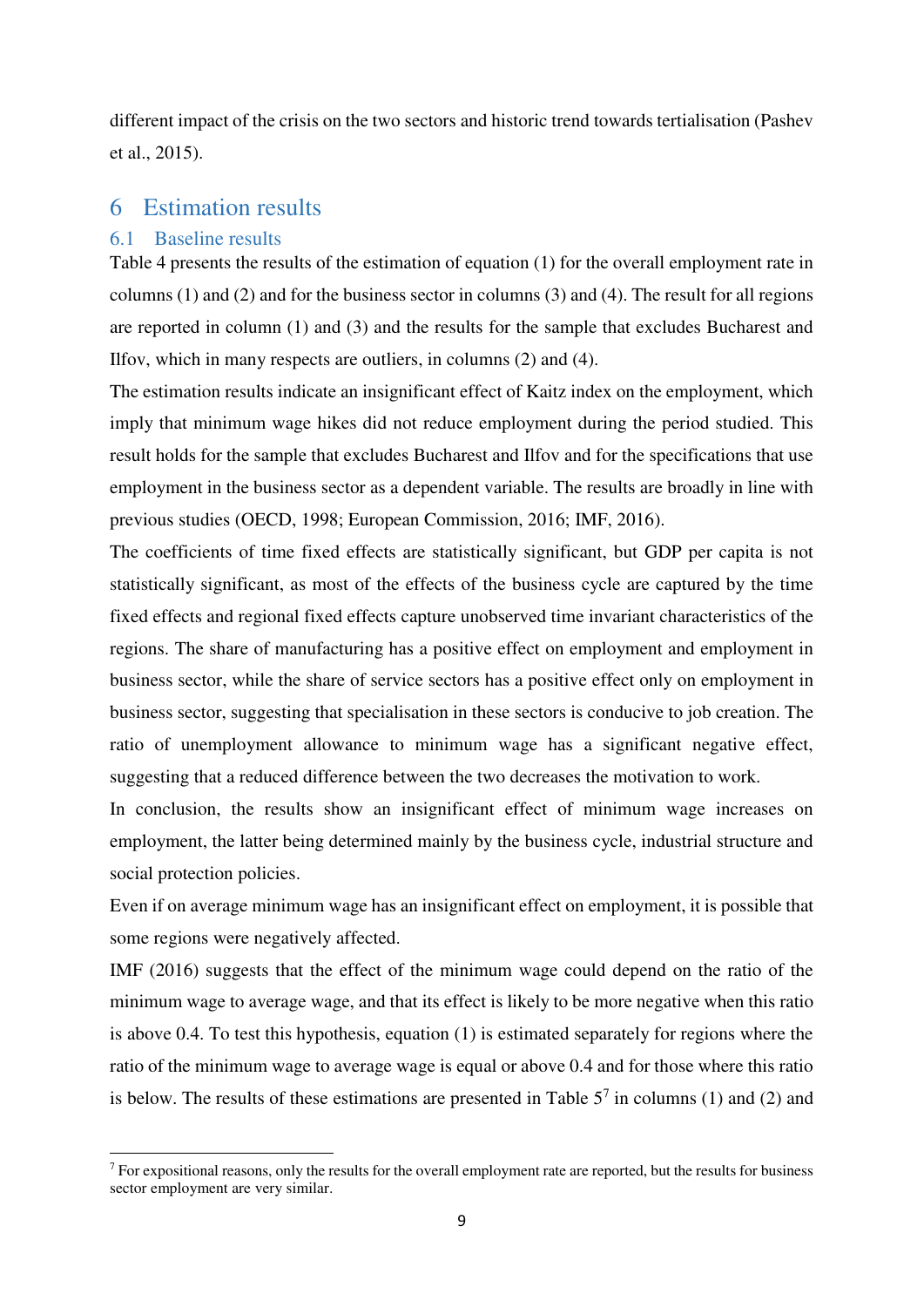different impact of the crisis on the two sectors and historic trend towards tertialisation (Pashev et al., 2015).

# 6 Estimation results

## 6.1 Baseline results

Table 4 presents the results of the estimation of equation (1) for the overall employment rate in columns (1) and (2) and for the business sector in columns (3) and (4). The result for all regions are reported in column (1) and (3) and the results for the sample that excludes Bucharest and Ilfov, which in many respects are outliers, in columns (2) and (4).

The estimation results indicate an insignificant effect of Kaitz index on the employment, which imply that minimum wage hikes did not reduce employment during the period studied. This result holds for the sample that excludes Bucharest and Ilfov and for the specifications that use employment in the business sector as a dependent variable. The results are broadly in line with previous studies (OECD, 1998; European Commission, 2016; IMF, 2016).

The coefficients of time fixed effects are statistically significant, but GDP per capita is not statistically significant, as most of the effects of the business cycle are captured by the time fixed effects and regional fixed effects capture unobserved time invariant characteristics of the regions. The share of manufacturing has a positive effect on employment and employment in business sector, while the share of service sectors has a positive effect only on employment in business sector, suggesting that specialisation in these sectors is conducive to job creation. The ratio of unemployment allowance to minimum wage has a significant negative effect, suggesting that a reduced difference between the two decreases the motivation to work.

In conclusion, the results show an insignificant effect of minimum wage increases on employment, the latter being determined mainly by the business cycle, industrial structure and social protection policies.

Even if on average minimum wage has an insignificant effect on employment, it is possible that some regions were negatively affected.

IMF (2016) suggests that the effect of the minimum wage could depend on the ratio of the minimum wage to average wage, and that its effect is likely to be more negative when this ratio is above 0.4. To test this hypothesis, equation (1) is estimated separately for regions where the ratio of the minimum wage to average wage is equal or above 0.4 and for those where this ratio is below. The results of these estimations are presented in Table 5[7] in columns (1) and (2) and

[7] For expositional reasons, only the results for the overall employment rate are reported, but the results for business sector employment are very similar.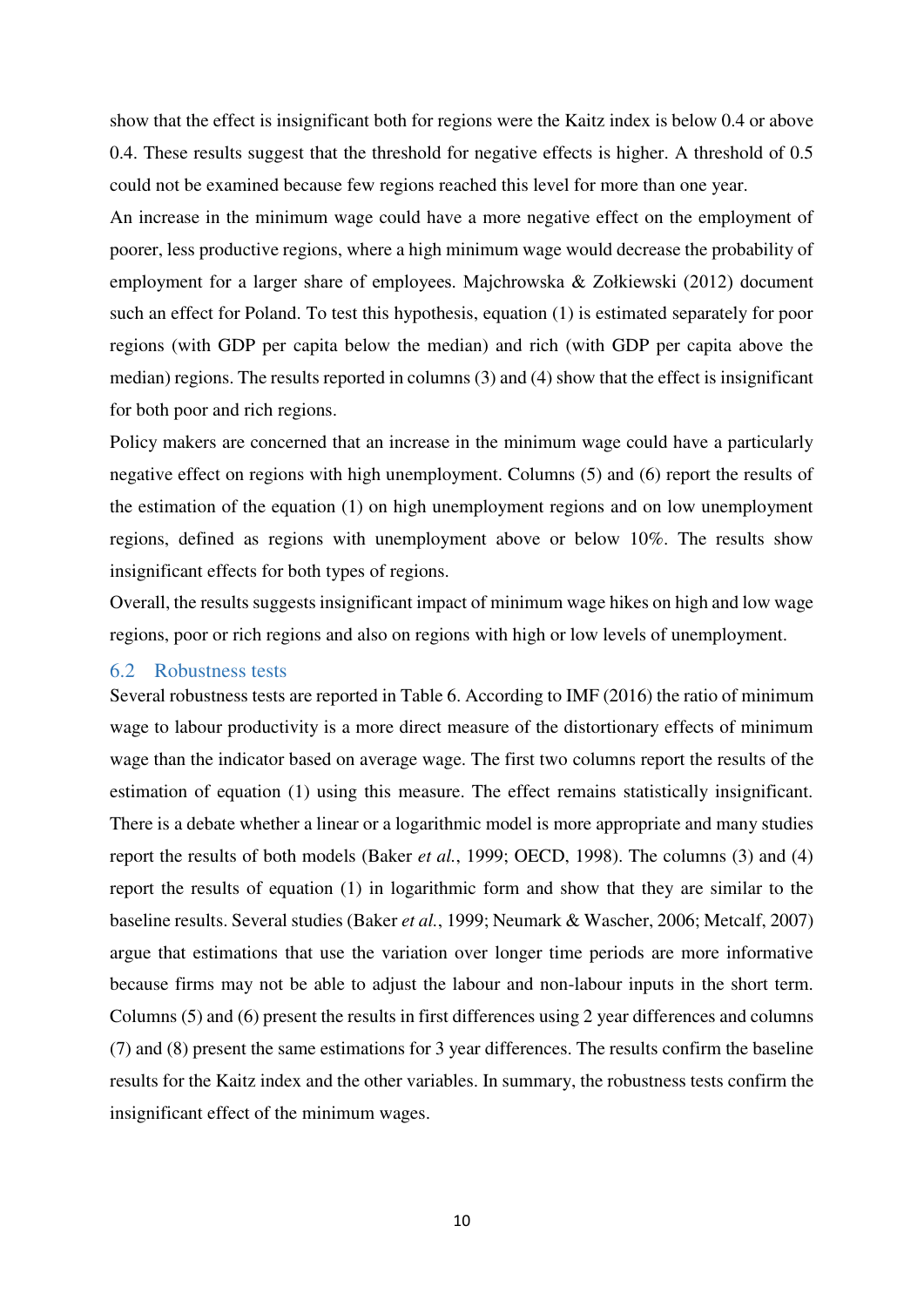show that the effect is insignificant both for regions were the Kaitz index is below 0.4 or above 0.4. These results suggest that the threshold for negative effects is higher. A threshold of 0.5 could not be examined because few regions reached this level for more than one year.

An increase in the minimum wage could have a more negative effect on the employment of poorer, less productive regions, where a high minimum wage would decrease the probability of employment for a larger share of employees. Majchrowska & Zołkiewski (2012) document such an effect for Poland. To test this hypothesis, equation (1) is estimated separately for poor regions (with GDP per capita below the median) and rich (with GDP per capita above the median) regions. The results reported in columns (3) and (4) show that the effect is insignificant for both poor and rich regions.

Policy makers are concerned that an increase in the minimum wage could have a particularly negative effect on regions with high unemployment. Columns (5) and (6) report the results of the estimation of the equation (1) on high unemployment regions and on low unemployment regions, defined as regions with unemployment above or below 10%. The results show insignificant effects for both types of regions.

Overall, the results suggests insignificant impact of minimum wage hikes on high and low wage regions, poor or rich regions and also on regions with high or low levels of unemployment.

## 6.2 Robustness tests

Several robustness tests are reported in Table 6. According to IMF (2016) the ratio of minimum wage to labour productivity is a more direct measure of the distortionary effects of minimum wage than the indicator based on average wage. The first two columns report the results of the estimation of equation (1) using this measure. The effect remains statistically insignificant. There is a debate whether a linear or a logarithmic model is more appropriate and many studies report the results of both models (Baker *et al.*, 1999; OECD, 1998). The columns (3) and (4) report the results of equation (1) in logarithmic form and show that they are similar to the baseline results. Several studies (Baker *et al.*, 1999; Neumark & Wascher, 2006; Metcalf, 2007) argue that estimations that use the variation over longer time periods are more informative because firms may not be able to adjust the labour and non-labour inputs in the short term. Columns (5) and (6) present the results in first differences using 2 year differences and columns (7) and (8) present the same estimations for 3 year differences. The results confirm the baseline results for the Kaitz index and the other variables. In summary, the robustness tests confirm the insignificant effect of the minimum wages.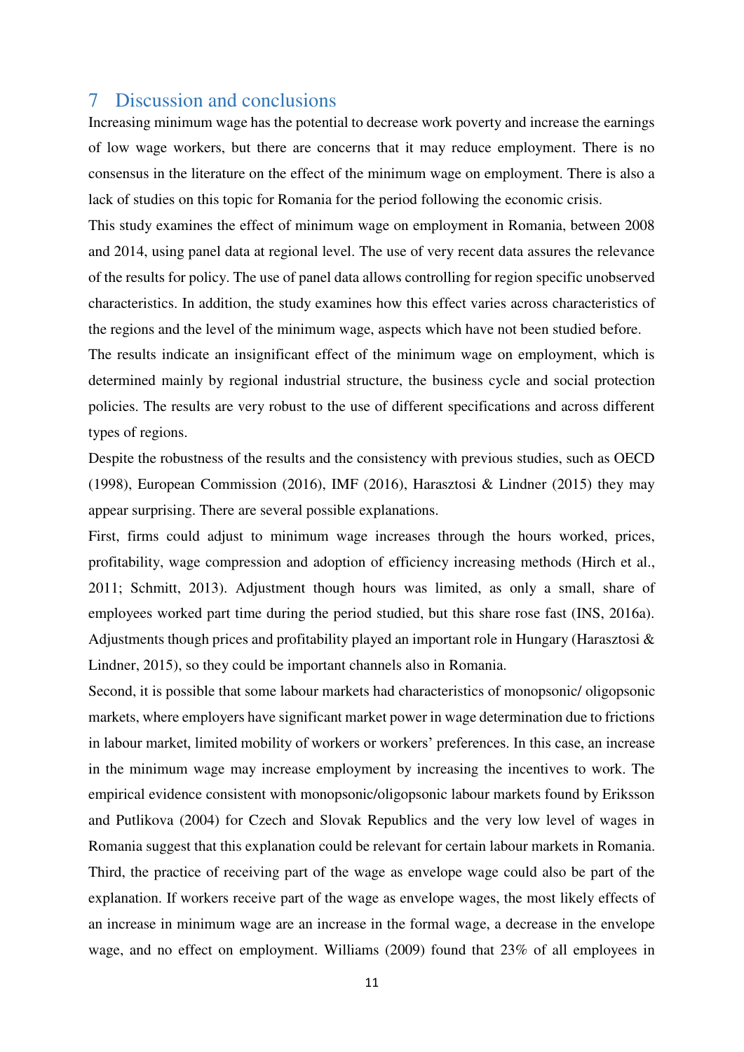# 7 Discussion and conclusions

Increasing minimum wage has the potential to decrease work poverty and increase the earnings of low wage workers, but there are concerns that it may reduce employment. There is no consensus in the literature on the effect of the minimum wage on employment. There is also a lack of studies on this topic for Romania for the period following the economic crisis.

This study examines the effect of minimum wage on employment in Romania, between 2008 and 2014, using panel data at regional level. The use of very recent data assures the relevance of the results for policy. The use of panel data allows controlling for region specific unobserved characteristics. In addition, the study examines how this effect varies across characteristics of the regions and the level of the minimum wage, aspects which have not been studied before.

The results indicate an insignificant effect of the minimum wage on employment, which is determined mainly by regional industrial structure, the business cycle and social protection policies. The results are very robust to the use of different specifications and across different types of regions.

Despite the robustness of the results and the consistency with previous studies, such as OECD (1998), European Commission (2016), IMF (2016), Harasztosi & Lindner (2015) they may appear surprising. There are several possible explanations.

First, firms could adjust to minimum wage increases through the hours worked, prices, profitability, wage compression and adoption of efficiency increasing methods (Hirch et al., 2011; Schmitt, 2013). Adjustment though hours was limited, as only a small, share of employees worked part time during the period studied, but this share rose fast (INS, 2016a). Adjustments though prices and profitability played an important role in Hungary (Harasztosi & Lindner, 2015), so they could be important channels also in Romania.

Second, it is possible that some labour markets had characteristics of monopsonic/ oligopsonic markets, where employers have significant market power in wage determination due to frictions in labour market, limited mobility of workers or workers' preferences. In this case, an increase in the minimum wage may increase employment by increasing the incentives to work. The empirical evidence consistent with monopsonic/oligopsonic labour markets found by Eriksson and Putlikova (2004) for Czech and Slovak Republics and the very low level of wages in Romania suggest that this explanation could be relevant for certain labour markets in Romania.

Third, the practice of receiving part of the wage as envelope wage could also be part of the explanation. If workers receive part of the wage as envelope wages, the most likely effects of an increase in minimum wage are an increase in the formal wage, a decrease in the envelope wage, and no effect on employment. Williams (2009) found that 23% of all employees in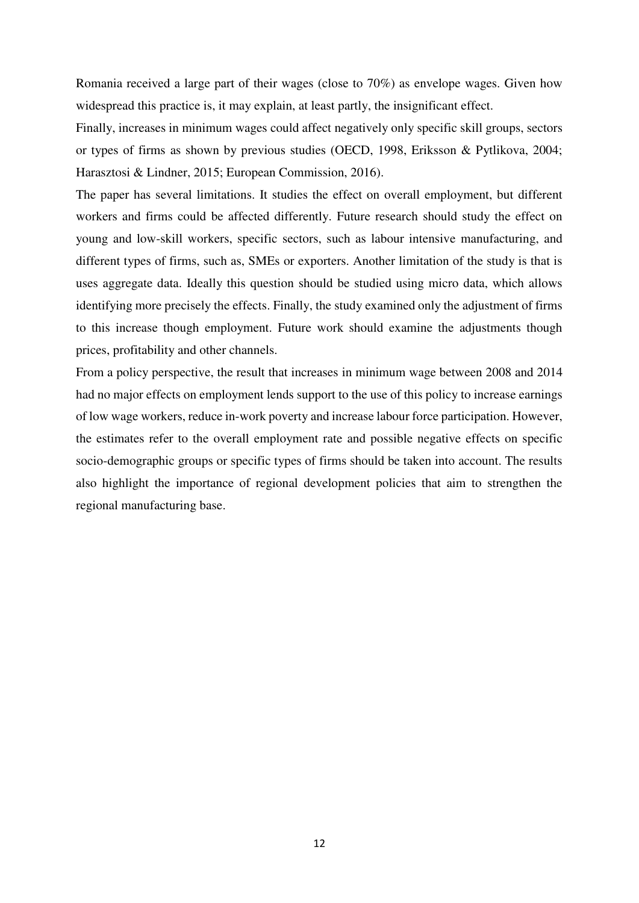Romania received a large part of their wages (close to 70%) as envelope wages. Given how widespread this practice is, it may explain, at least partly, the insignificant effect.

Finally, increases in minimum wages could affect negatively only specific skill groups, sectors or types of firms as shown by previous studies (OECD, 1998, Eriksson & Pytlikova, 2004; Harasztosi & Lindner, 2015; European Commission, 2016).

The paper has several limitations. It studies the effect on overall employment, but different workers and firms could be affected differently. Future research should study the effect on young and low-skill workers, specific sectors, such as labour intensive manufacturing, and different types of firms, such as, SMEs or exporters. Another limitation of the study is that is uses aggregate data. Ideally this question should be studied using micro data, which allows identifying more precisely the effects. Finally, the study examined only the adjustment of firms to this increase though employment. Future work should examine the adjustments though prices, profitability and other channels.

From a policy perspective, the result that increases in minimum wage between 2008 and 2014 had no major effects on employment lends support to the use of this policy to increase earnings of low wage workers, reduce in-work poverty and increase labour force participation. However, the estimates refer to the overall employment rate and possible negative effects on specific socio-demographic groups or specific types of firms should be taken into account. The results also highlight the importance of regional development policies that aim to strengthen the regional manufacturing base.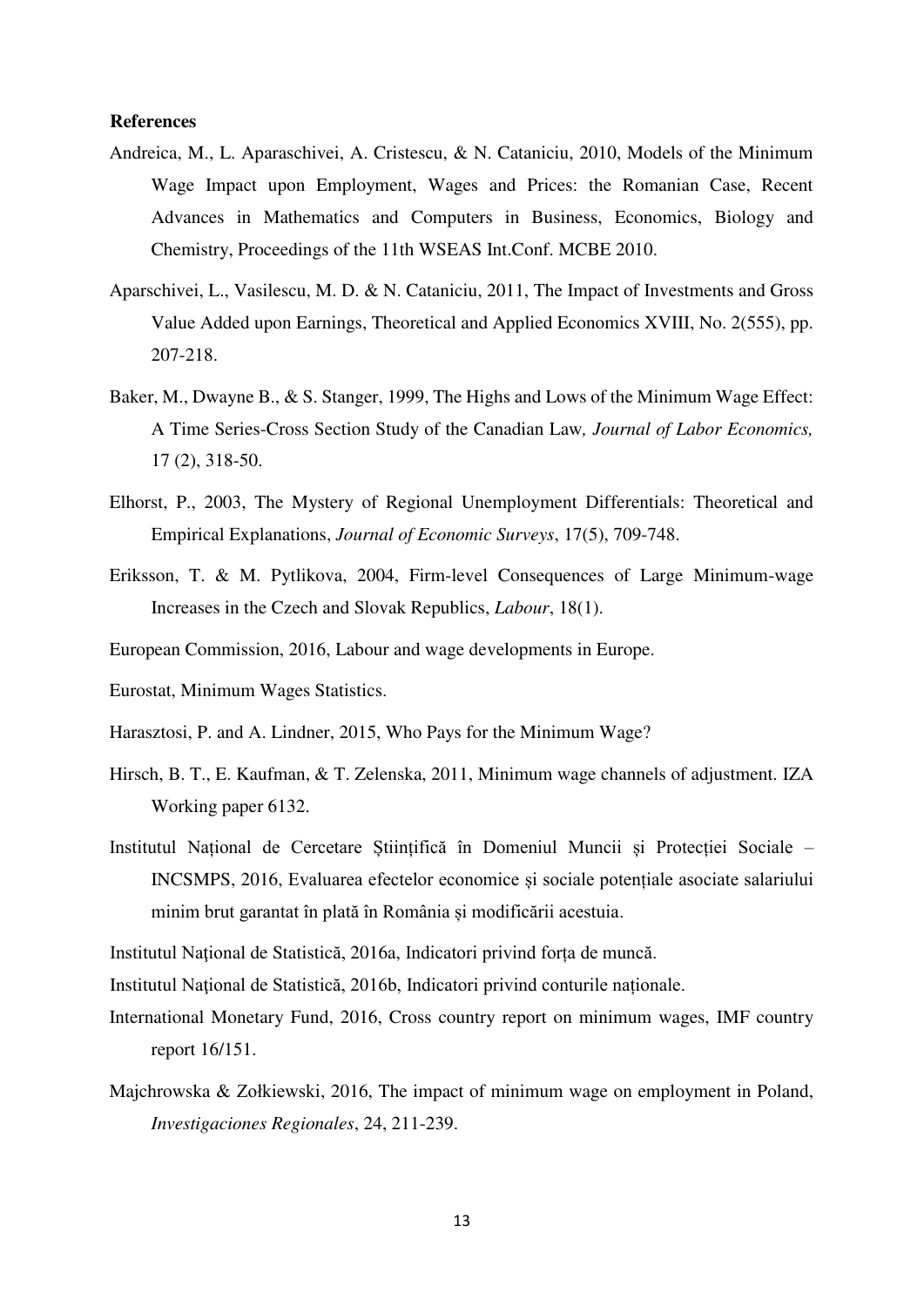**References**

Andreica, M., L. Aparaschivei, A. Cristescu, & N. Cataniciu, 2010, Models of the Minimum Wage Impact upon Employment, Wages and Prices: the Romanian Case, Recent Advances in Mathematics and Computers in Business, Economics, Biology and Chemistry, Proceedings of the 11th WSEAS Int.Conf. MCBE 2010.

Aparschivei, L., Vasilescu, M. D. & N. Cataniciu, 2011, The Impact of Investments and Gross Value Added upon Earnings, Theoretical and Applied Economics XVIII, No. 2(555), pp. 207-218.

Baker, M., Dwayne B., & S. Stanger, 1999, The Highs and Lows of the Minimum Wage Effect: A Time Series-Cross Section Study of the Canadian Law, *Journal of Labor Economics,* 17 (2), 318-50.

Elhorst, P., 2003, The Mystery of Regional Unemployment Differentials: Theoretical and Empirical Explanations, *Journal of Economic Surveys*, 17(5), 709-748.

Eriksson, T. & M. Pytlikova, 2004, Firm-level Consequences of Large Minimum-wage Increases in the Czech and Slovak Republics, *Labour*, 18(1).

European Commission, 2016, Labour and wage developments in Europe.

Eurostat, Minimum Wages Statistics.

Harasztosi, P. and A. Lindner, 2015, Who Pays for the Minimum Wage?

Hirsch, B. T., E. Kaufman, & T. Zelenska, 2011, Minimum wage channels of adjustment. IZA Working paper 6132.

Institutul Național de Cercetare Științifică în Domeniul Muncii și Protecției Sociale – INCSMPS, 2016, Evaluarea efectelor economice și sociale potențiale asociate salariului minim brut garantat în plată în România și modificării acestuia.

Institutul Naţional de Statistică, 2016a, Indicatori privind forța de muncă.

Institutul Naţional de Statistică, 2016b, Indicatori privind conturile naționale.

International Monetary Fund, 2016, Cross country report on minimum wages, IMF country report 16/151.

Majchrowska & Zołkiewski, 2016, The impact of minimum wage on employment in Poland, *Investigaciones Regionales*, 24, 211-239.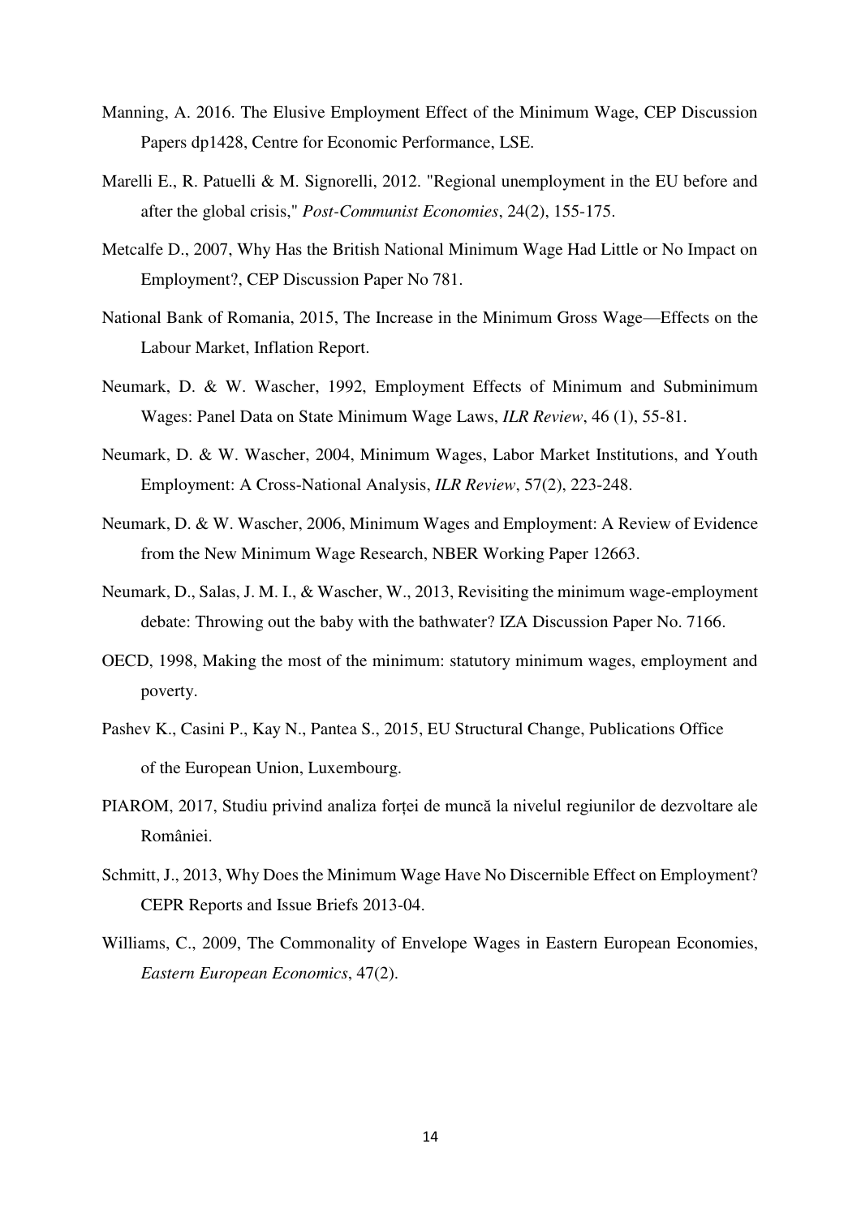Manning, A. 2016. The Elusive Employment Effect of the Minimum Wage, CEP Discussion Papers dp1428, Centre for Economic Performance, LSE.

Marelli E., R. Patuelli & M. Signorelli, 2012. "Regional unemployment in the EU before and after the global crisis," *Post-Communist Economies*, 24(2), 155-175.

Metcalfe D., 2007, Why Has the British National Minimum Wage Had Little or No Impact on Employment?, CEP Discussion Paper No 781.

National Bank of Romania, 2015, The Increase in the Minimum Gross Wage—Effects on the Labour Market, Inflation Report.

Neumark, D. & W. Wascher, 1992, Employment Effects of Minimum and Subminimum Wages: Panel Data on State Minimum Wage Laws, *ILR Review*, 46 (1), 55-81.

Neumark, D. & W. Wascher, 2004, Minimum Wages, Labor Market Institutions, and Youth Employment: A Cross-National Analysis, *ILR Review*, 57(2), 223-248.

Neumark, D. & W. Wascher, 2006, Minimum Wages and Employment: A Review of Evidence from the New Minimum Wage Research, NBER Working Paper 12663.

Neumark, D., Salas, J. M. I., & Wascher, W., 2013, Revisiting the minimum wage-employment debate: Throwing out the baby with the bathwater? IZA Discussion Paper No. 7166.

OECD, 1998, Making the most of the minimum: statutory minimum wages, employment and poverty.

Pashev K., Casini P., Kay N., Pantea S., 2015, EU Structural Change, Publications Office of the European Union, Luxembourg.

PIAROM, 2017, Studiu privind analiza forței de muncă la nivelul regiunilor de dezvoltare ale României.

Schmitt, J., 2013, Why Does the Minimum Wage Have No Discernible Effect on Employment? CEPR Reports and Issue Briefs 2013-04.

Williams, C., 2009, The Commonality of Envelope Wages in Eastern European Economies, *Eastern European Economics*, 47(2).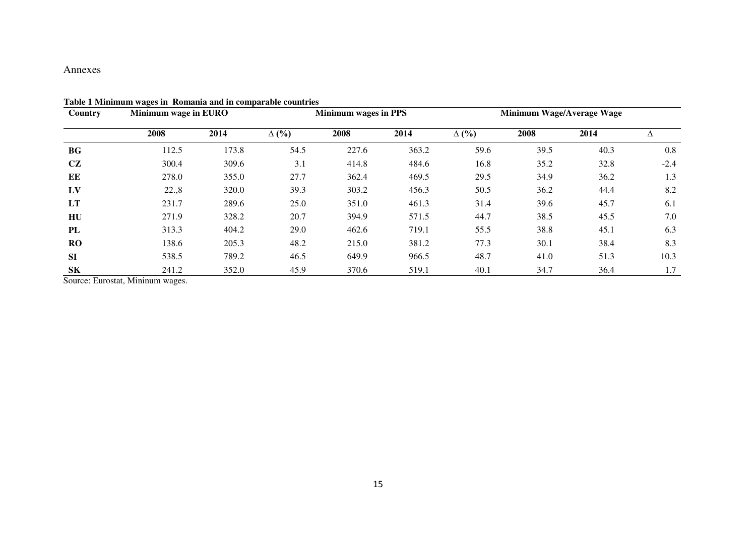Annexes

**Table 1 Minimum wages in Romania and in comparable countries**

| Country | Minimum wage in EURO | | | Minimum wages in PPS | | | Minimum Wage/Average Wage | | |
|---|---|---|---|---|---|---|---|---|---|
| | 2008 | 2014 | Δ (%) | 2008 | 2014 | Δ (%) | 2008 | 2014 | Δ |
| **BG** | 112.5 | 173.8 | 54.5 | 227.6 | 363.2 | 59.6 | 39.5 | 40.3 | 0.8 |
| **CZ** | 300.4 | 309.6 | 3.1 | 414.8 | 484.6 | 16.8 | 35.2 | 32.8 | -2.4 |
| **EE** | 278.0 | 355.0 | 27.7 | 362.4 | 469.5 | 29.5 | 34.9 | 36.2 | 1.3 |
| **LV** | 22.,8 | 320.0 | 39.3 | 303.2 | 456.3 | 50.5 | 36.2 | 44.4 | 8.2 |
| **LT** | 231.7 | 289.6 | 25.0 | 351.0 | 461.3 | 31.4 | 39.6 | 45.7 | 6.1 |
| **HU** | 271.9 | 328.2 | 20.7 | 394.9 | 571.5 | 44.7 | 38.5 | 45.5 | 7.0 |
| **PL** | 313.3 | 404.2 | 29.0 | 462.6 | 719.1 | 55.5 | 38.8 | 45.1 | 6.3 |
| **RO** | 138.6 | 205.3 | 48.2 | 215.0 | 381.2 | 77.3 | 30.1 | 38.4 | 8.3 |
| **SI** | 538.5 | 789.2 | 46.5 | 649.9 | 966.5 | 48.7 | 41.0 | 51.3 | 10.3 |
| **SK** | 241.2 | 352.0 | 45.9 | 370.6 | 519.1 | 40.1 | 34.7 | 36.4 | 1.7 |

Source: Eurostat, Mininum wages.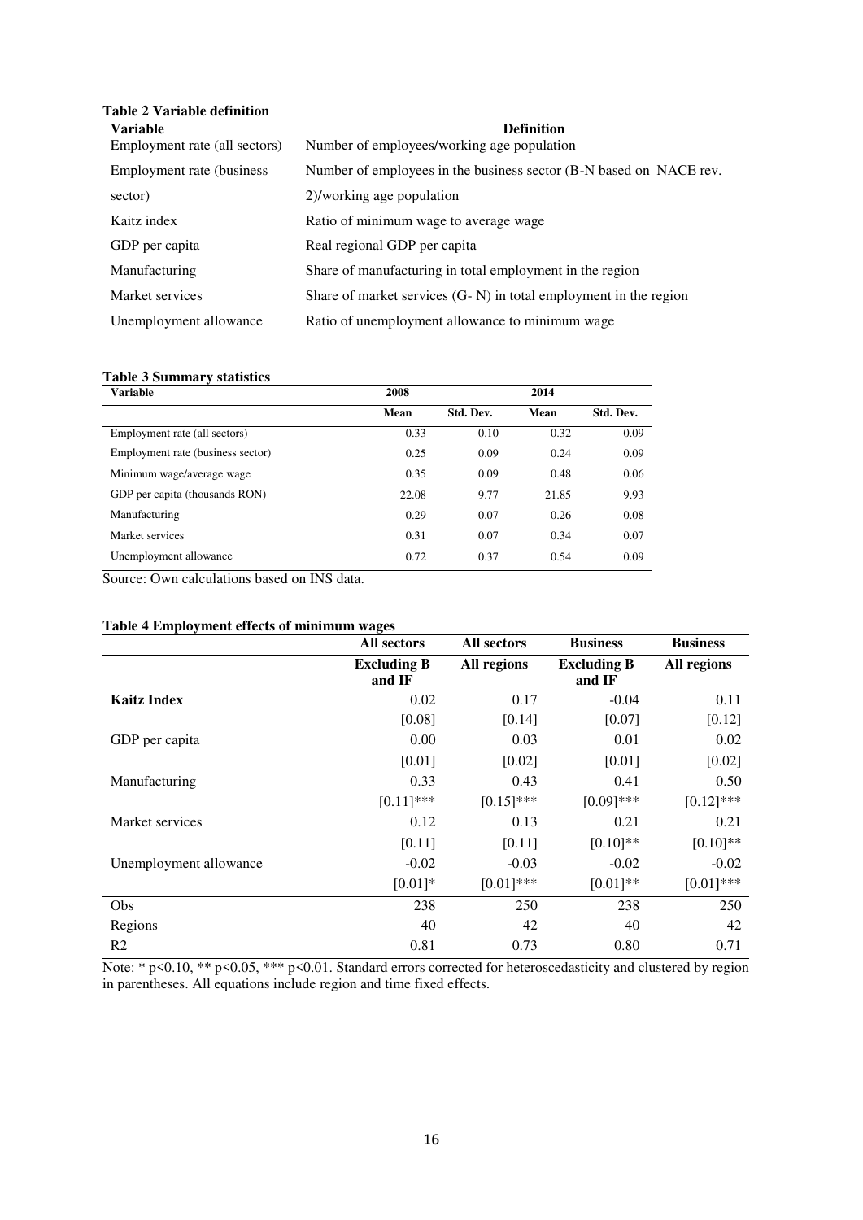**Table 2 Variable definition**

| Variable | Definition |
|---|---|
| Employment rate (all sectors) | Number of employees/working age population |
| Employment rate (business sector) | Number of employees in the business sector (B-N based on NACE rev. 2)/working age population |
| Kaitz index | Ratio of minimum wage to average wage |
| GDP per capita | Real regional GDP per capita |
| Manufacturing | Share of manufacturing in total employment in the region |
| Market services | Share of market services (G- N) in total employment in the region |
| Unemployment allowance | Ratio of unemployment allowance to minimum wage |

**Table 3 Summary statistics**

| Variable | 2008 | | 2014 | |
|---|---|---|---|---|
| | Mean | Std. Dev. | Mean | Std. Dev. |
| Employment rate (all sectors) | 0.33 | 0.10 | 0.32 | 0.09 |
| Employment rate (business sector) | 0.25 | 0.09 | 0.24 | 0.09 |
| Minimum wage/average wage | 0.35 | 0.09 | 0.48 | 0.06 |
| GDP per capita (thousands RON) | 22.08 | 9.77 | 21.85 | 9.93 |
| Manufacturing | 0.29 | 0.07 | 0.26 | 0.08 |
| Market services | 0.31 | 0.07 | 0.34 | 0.07 |
| Unemployment allowance | 0.72 | 0.37 | 0.54 | 0.09 |

Source: Own calculations based on INS data.

**Table 4 Employment effects of minimum wages**

| | All sectors | All sectors | Business | Business |
|---|---|---|---|---|
| | Excluding B and IF | All regions | Excluding B and IF | All regions |
| **Kaitz Index** | 0.02 | 0.17 | -0.04 | 0.11 |
| | [0.08] | [0.14] | [0.07] | [0.12] |
| GDP per capita | 0.00 | 0.03 | 0.01 | 0.02 |
| | [0.01] | [0.02] | [0.01] | [0.02] |
| Manufacturing | 0.33 | 0.43 | 0.41 | 0.50 |
| | [0.11]*** | [0.15]*** | [0.09]*** | [0.12]*** |
| Market services | 0.12 | 0.13 | 0.21 | 0.21 |
| | [0.11] | [0.11] | [0.10]** | [0.10]** |
| Unemployment allowance | -0.02 | -0.03 | -0.02 | -0.02 |
| | [0.01]* | [0.01]*** | [0.01]** | [0.01]*** |
| Obs | 238 | 250 | 238 | 250 |
| Regions | 40 | 42 | 40 | 42 |
| R2 | 0.81 | 0.73 | 0.80 | 0.71 |

Note: * $p<0.10$, ** $p<0.05$, *** $p<0.01$. Standard errors corrected for heteroscedasticity and clustered by region in parentheses. All equations include region and time fixed effects.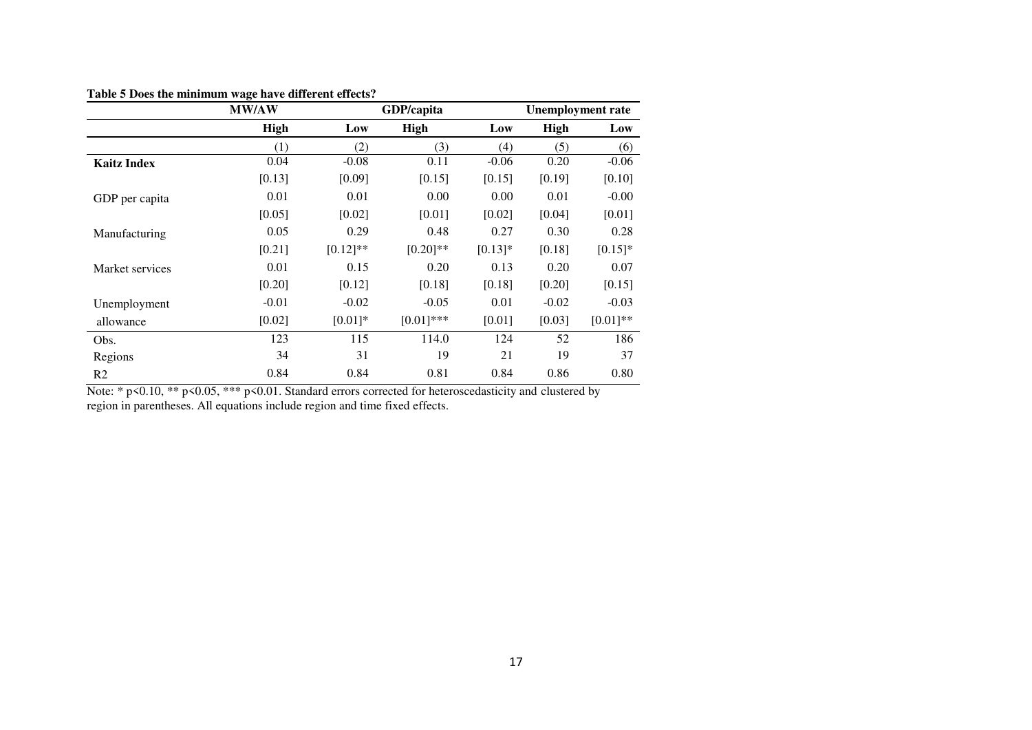**Table 5 Does the minimum wage have different effects?**

| | MW/AW | | GDP/capita | | Unemployment rate | |
|---|---|---|---|---|---|---|
| | **High** | **Low** | **High** | **Low** | **High** | **Low** |
| | (1) | (2) | (3) | (4) | (5) | (6) |
| **Kaitz Index** | 0.04 | -0.08 | 0.11 | -0.06 | 0.20 | -0.06 |
| | [0.13] | [0.09] | [0.15] | [0.15] | [0.19] | [0.10] |
| GDP per capita | 0.01 | 0.01 | 0.00 | 0.00 | 0.01 | -0.00 |
| | [0.05] | [0.02] | [0.01] | [0.02] | [0.04] | [0.01] |
| Manufacturing | 0.05 | 0.29 | 0.48 | 0.27 | 0.30 | 0.28 |
| | [0.21] | [0.12]** | [0.20]** | [0.13]* | [0.18] | [0.15]* |
| Market services | 0.01 | 0.15 | 0.20 | 0.13 | 0.20 | 0.07 |
| | [0.20] | [0.12] | [0.18] | [0.18] | [0.20] | [0.15] |
| Unemployment | -0.01 | -0.02 | -0.05 | 0.01 | -0.02 | -0.03 |
| allowance | [0.02] | [0.01]* | [0.01]*** | [0.01] | [0.03] | [0.01]** |
| Obs. | 123 | 115 | 114.0 | 124 | 52 | 186 |
| Regions | 34 | 31 | 19 | 21 | 19 | 37 |
| R2 | 0.84 | 0.84 | 0.81 | 0.84 | 0.86 | 0.80 |

Note: * p<0.10, ** p<0.05, *** p<0.01. Standard errors corrected for heteroscedasticity and clustered by region in parentheses. All equations include region and time fixed effects.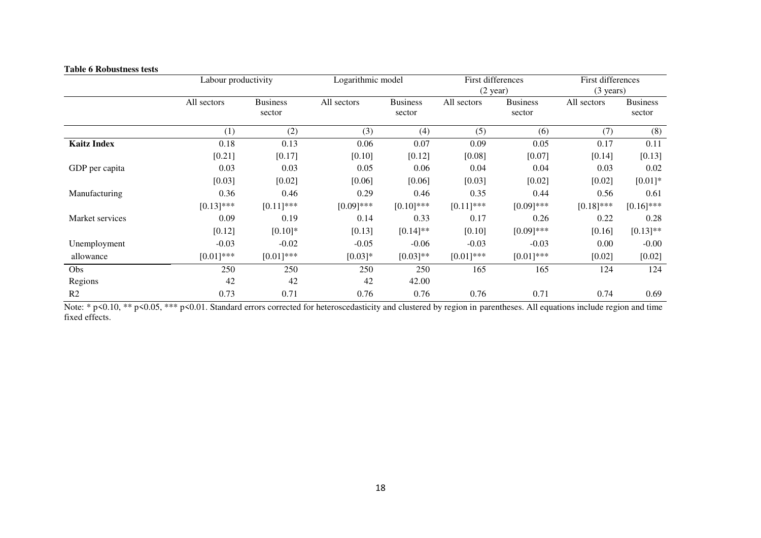**Table 6 Robustness tests**

| | Labour productivity | | Logarithmic model | | First differences (2 year) | | First differences (3 years) | |
|---|---|---|---|---|---|---|---|---|
| | All sectors | Business sector | All sectors | Business sector | All sectors | Business sector | All sectors | Business sector |
| | (1) | (2) | (3) | (4) | (5) | (6) | (7) | (8) |
| **Kaitz Index** | 0.18 | 0.13 | 0.06 | 0.07 | 0.09 | 0.05 | 0.17 | 0.11 |
| | [0.21] | [0.17] | [0.10] | [0.12] | [0.08] | [0.07] | [0.14] | [0.13] |
| GDP per capita | 0.03 | 0.03 | 0.05 | 0.06 | 0.04 | 0.04 | 0.03 | 0.02 |
| | [0.03] | [0.02] | [0.06] | [0.06] | [0.03] | [0.02] | [0.02] | [0.01]* |
| Manufacturing | 0.36 | 0.46 | 0.29 | 0.46 | 0.35 | 0.44 | 0.56 | 0.61 |
| | [0.13]*** | [0.11]*** | [0.09]*** | [0.10]*** | [0.11]*** | [0.09]*** | [0.18]*** | [0.16]*** |
| Market services | 0.09 | 0.19 | 0.14 | 0.33 | 0.17 | 0.26 | 0.22 | 0.28 |
| | [0.12] | [0.10]* | [0.13] | [0.14]** | [0.10] | [0.09]*** | [0.16] | [0.13]** |
| Unemployment | -0.03 | -0.02 | -0.05 | -0.06 | -0.03 | -0.03 | 0.00 | -0.00 |
| allowance | [0.01]*** | [0.01]*** | [0.03]* | [0.03]** | [0.01]*** | [0.01]*** | [0.02] | [0.02] |
| Obs | 250 | 250 | 250 | 250 | 165 | 165 | 124 | 124 |
| Regions | 42 | 42 | 42 | 42.00 | | | | |
| R2 | 0.73 | 0.71 | 0.76 | 0.76 | 0.76 | 0.71 | 0.74 | 0.69 |

Note: * p<0.10, ** p<0.05, *** p<0.01. Standard errors corrected for heteroscedasticity and clustered by region in parentheses. All equations include region and time fixed effects.